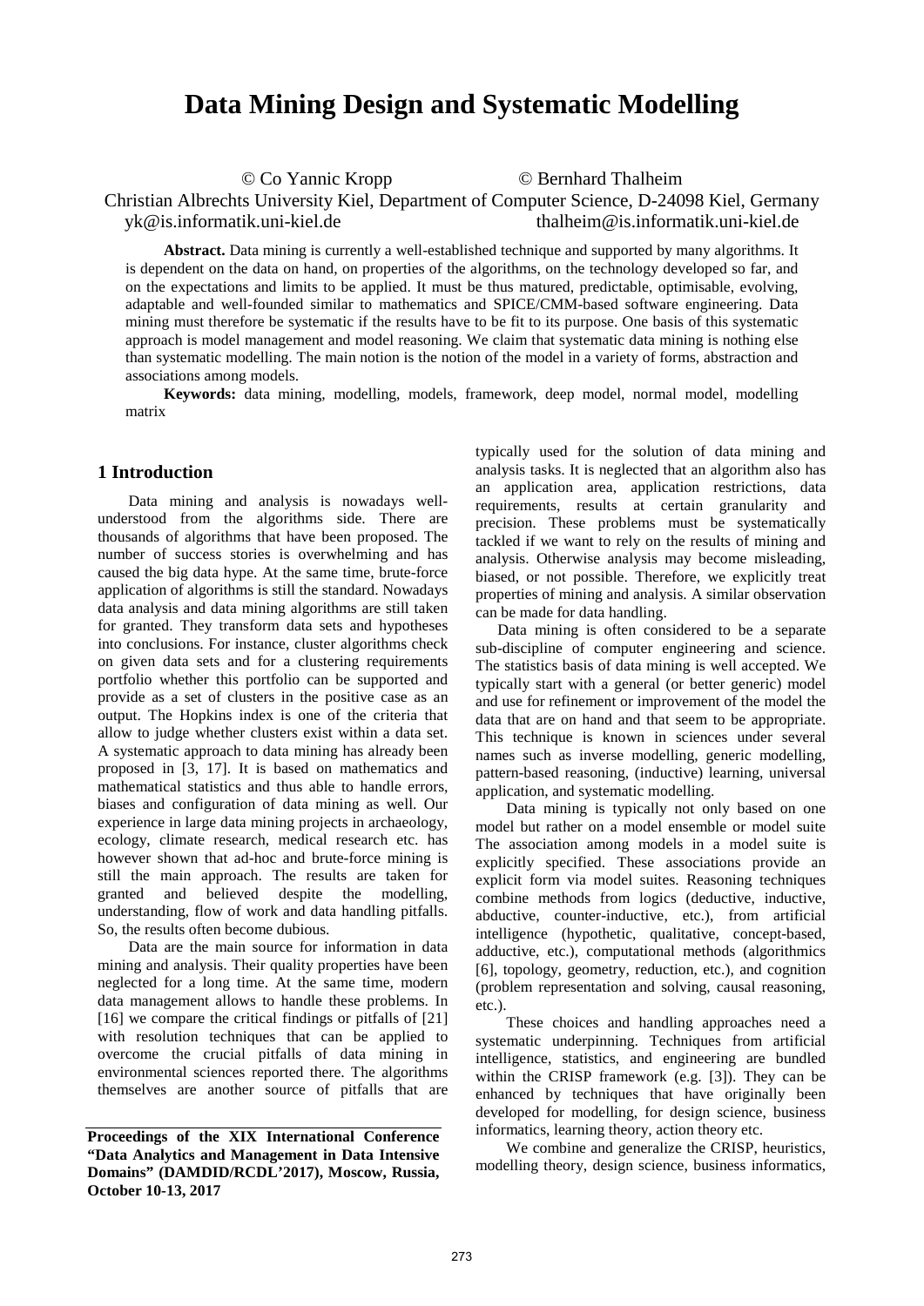# Data Mining Design and Systematic Modelling

© Co Yannic Kropp © Bernhard Thalheim

Christian Albrechts University Kiel, Department of Computer Science, D-24098 Kiel, Germany

yk@is.informatik.uni-kiel.de thalheim@is.informatik.uni-kiel.de

**Abstract.** Data mining is currently a well-established technique and supported by many algorithms. It is dependent on the data on hand, on properties of the algorithms, on the technology developed so far, and on the expectations and limits to be applied. It must be thus matured, predictable, optimisable, evolving, adaptable and well-founded similar to mathematics and SPICE/CMM-based software engineering. Data mining must therefore be systematic if the results have to be fit to its purpose. One basis of this systematic approach is model management and model reasoning. We claim that systematic data mining is nothing else than systematic modelling. The main notion is the notion of the model in a variety of forms, abstraction and associations among models.

**Keywords:** data mining, modelling, models, framework, deep model, normal model, modelling matrix

## 1 Introduction

Data mining and analysis is nowadays well-understood from the algorithms side. There are thousands of algorithms that have been proposed. The number of success stories is overwhelming and has caused the big data hype. At the same time, brute-force application of algorithms is still the standard. Nowadays data analysis and data mining algorithms are still taken for granted. They transform data sets and hypotheses into conclusions. For instance, cluster algorithms check on given data sets and for a clustering requirements portfolio whether this portfolio can be supported and provide as a set of clusters in the positive case as an output. The Hopkins index is one of the criteria that allow to judge whether clusters exist within a data set. A systematic approach to data mining has already been proposed in [3, 17]. It is based on mathematics and mathematical statistics and thus able to handle errors, biases and configuration of data mining as well. Our experience in large data mining projects in archaeology, ecology, climate research, medical research etc. has however shown that ad-hoc and brute-force mining is still the main approach. The results are taken for granted and believed despite the modelling, understanding, flow of work and data handling pitfalls. So, the results often become dubious.

Data are the main source for information in data mining and analysis. Their quality properties have been neglected for a long time. At the same time, modern data management allows to handle these problems. In [16] we compare the critical findings or pitfalls of [21] with resolution techniques that can be applied to overcome the crucial pitfalls of data mining in environmental sciences reported there. The algorithms themselves are another source of pitfalls that are typically used for the solution of data mining and analysis tasks. It is neglected that an algorithm also has an application area, application restrictions, data requirements, results at certain granularity and precision. These problems must be systematically tackled if we want to rely on the results of mining and analysis. Otherwise analysis may become misleading, biased, or not possible. Therefore, we explicitly treat properties of mining and analysis. A similar observation can be made for data handling.

Data mining is often considered to be a separate sub-discipline of computer engineering and science. The statistics basis of data mining is well accepted. We typically start with a general (or better generic) model and use for refinement or improvement of the model the data that are on hand and that seem to be appropriate. This technique is known in sciences under several names such as inverse modelling, generic modelling, pattern-based reasoning, (inductive) learning, universal application, and systematic modelling.

Data mining is typically not only based on one model but rather on a model ensemble or model suite The association among models in a model suite is explicitly specified. These associations provide an explicit form via model suites. Reasoning techniques combine methods from logics (deductive, inductive, abductive, counter-inductive, etc.), from artificial intelligence (hypothetic, qualitative, concept-based, adductive, etc.), computational methods (algorithmics [6], topology, geometry, reduction, etc.), and cognition (problem representation and solving, causal reasoning, etc.).

These choices and handling approaches need a systematic underpinning. Techniques from artificial intelligence, statistics, and engineering are bundled within the CRISP framework (e.g. [3]). They can be enhanced by techniques that have originally been developed for modelling, for design science, business informatics, learning theory, action theory etc.

We combine and generalize the CRISP, heuristics, modelling theory, design science, business informatics,

**Proceedings of the XIX International Conference "Data Analytics and Management in Data Intensive Domains" (DAMDID/RCDL'2017), Moscow, Russia, October 10-13, 2017**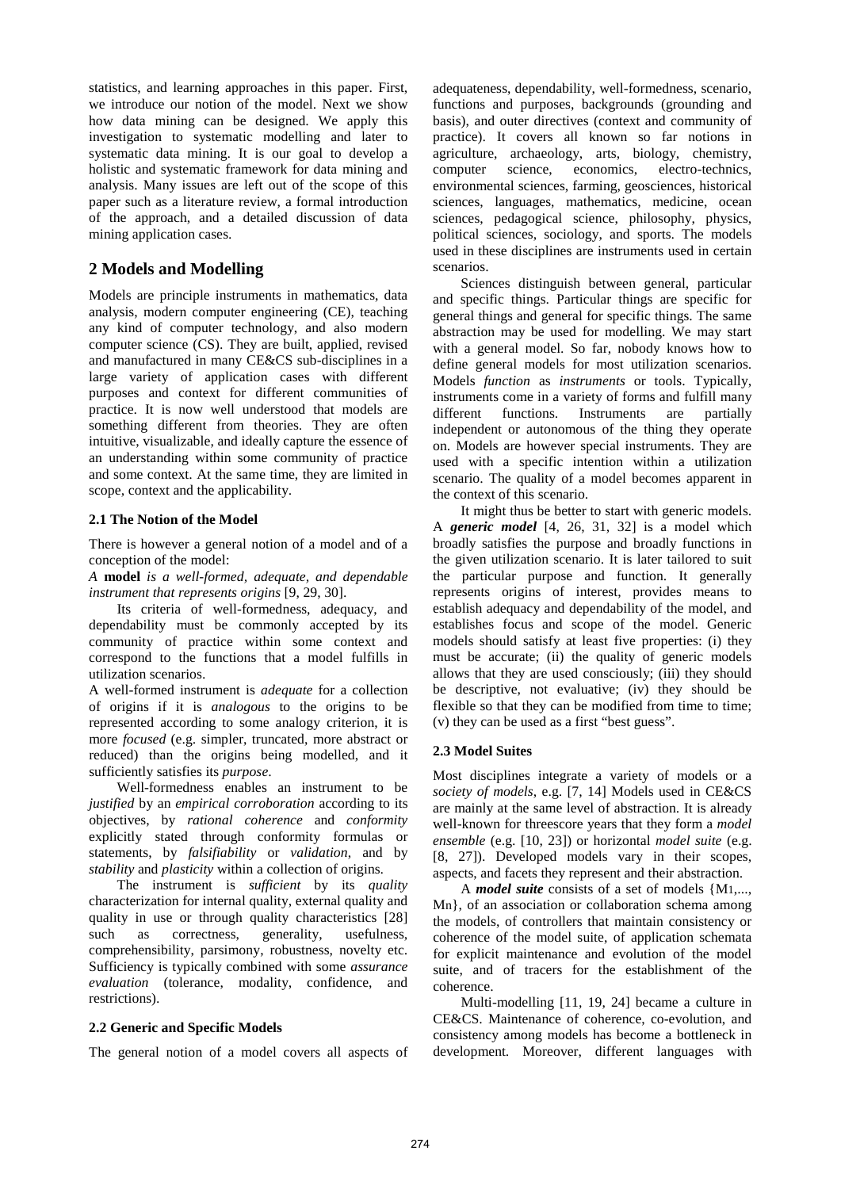statistics, and learning approaches in this paper. First, we introduce our notion of the model. Next we show how data mining can be designed. We apply this investigation to systematic modelling and later to systematic data mining. It is our goal to develop a holistic and systematic framework for data mining and analysis. Many issues are left out of the scope of this paper such as a literature review, a formal introduction of the approach, and a detailed discussion of data mining application cases.

## 2 Models and Modelling

Models are principle instruments in mathematics, data analysis, modern computer engineering (CE), teaching any kind of computer technology, and also modern computer science (CS). They are built, applied, revised and manufactured in many CE&CS sub-disciplines in a large variety of application cases with different purposes and context for different communities of practice. It is now well understood that models are something different from theories. They are often intuitive, visualizable, and ideally capture the essence of an understanding within some community of practice and some context. At the same time, they are limited in scope, context and the applicability.

### 2.1 The Notion of the Model

There is however a general notion of a model and of a conception of the model:

*A* **model** *is a well-formed, adequate, and dependable instrument that represents origins* [9, 29, 30].

Its criteria of well-formedness, adequacy, and dependability must be commonly accepted by its community of practice within some context and correspond to the functions that a model fulfills in utilization scenarios.

A well-formed instrument is *adequate* for a collection of origins if it is *analogous* to the origins to be represented according to some analogy criterion, it is more *focused* (e.g. simpler, truncated, more abstract or reduced) than the origins being modelled, and it sufficiently satisfies its *purpose*.

Well-formedness enables an instrument to be *justified* by an *empirical corroboration* according to its objectives, by *rational coherence* and *conformity* explicitly stated through conformity formulas or statements, by *falsifiability* or *validation*, and by *stability* and *plasticity* within a collection of origins.

The instrument is *sufficient* by its *quality* characterization for internal quality, external quality and quality in use or through quality characteristics [28] such as correctness, generality, usefulness, comprehensibility, parsimony, robustness, novelty etc. Sufficiency is typically combined with some *assurance evaluation* (tolerance, modality, confidence, and restrictions).

### 2.2 Generic and Specific Models

The general notion of a model covers all aspects of adequateness, dependability, well-formedness, scenario, functions and purposes, backgrounds (grounding and basis), and outer directives (context and community of practice). It covers all known so far notions in agriculture, archaeology, arts, biology, chemistry, computer science, economics, electro-technics, environmental sciences, farming, geosciences, historical sciences, languages, mathematics, medicine, ocean sciences, pedagogical science, philosophy, physics, political sciences, sociology, and sports. The models used in these disciplines are instruments used in certain scenarios.

Sciences distinguish between general, particular and specific things. Particular things are specific for general things and general for specific things. The same abstraction may be used for modelling. We may start with a general model. So far, nobody knows how to define general models for most utilization scenarios. Models *function* as *instruments* or tools. Typically, instruments come in a variety of forms and fulfill many different functions. Instruments are partially independent or autonomous of the thing they operate on. Models are however special instruments. They are used with a specific intention within a utilization scenario. The quality of a model becomes apparent in the context of this scenario.

It might thus be better to start with generic models. A ***generic model*** [4, 26, 31, 32] is a model which broadly satisfies the purpose and broadly functions in the given utilization scenario. It is later tailored to suit the particular purpose and function. It generally represents origins of interest, provides means to establish adequacy and dependability of the model, and establishes focus and scope of the model. Generic models should satisfy at least five properties: (i) they must be accurate; (ii) the quality of generic models allows that they are used consciously; (iii) they should be descriptive, not evaluative; (iv) they should be flexible so that they can be modified from time to time; (v) they can be used as a first "best guess".

### 2.3 Model Suites

Most disciplines integrate a variety of models or a *society of models*, e.g. [7, 14] Models used in CE&CS are mainly at the same level of abstraction. It is already well-known for threescore years that they form a *model ensemble* (e.g. [10, 23]) or horizontal *model suite* (e.g. [8, 27]). Developed models vary in their scopes, aspects, and facets they represent and their abstraction.

A ***model suite*** consists of a set of models $\{M_1, ..., M_n\}$, of an association or collaboration schema among the models, of controllers that maintain consistency or coherence of the model suite, of application schemata for explicit maintenance and evolution of the model suite, and of tracers for the establishment of the coherence.

Multi-modelling [11, 19, 24] became a culture in CE&CS. Maintenance of coherence, co-evolution, and consistency among models has become a bottleneck in development. Moreover, different languages with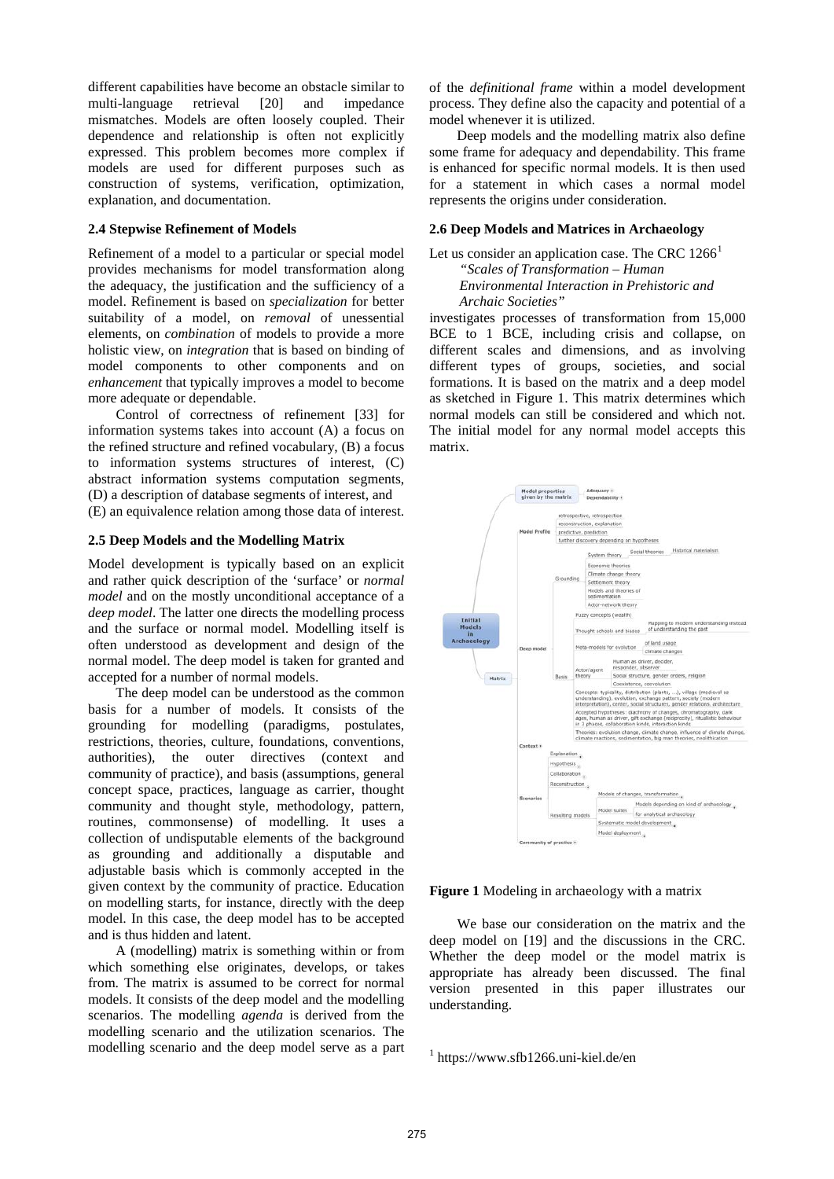different capabilities have become an obstacle similar to multi-language retrieval [20] and impedance mismatches. Models are often loosely coupled. Their dependence and relationship is often not explicitly expressed. This problem becomes more complex if models are used for different purposes such as construction of systems, verification, optimization, explanation, and documentation.

### 2.4 Stepwise Refinement of Models

Refinement of a model to a particular or special model provides mechanisms for model transformation along the adequacy, the justification and the sufficiency of a model. Refinement is based on *specialization* for better suitability of a model, on *removal* of unessential elements, on *combination* of models to provide a more holistic view, on *integration* that is based on binding of model components to other components and on *enhancement* that typically improves a model to become more adequate or dependable.

Control of correctness of refinement [33] for information systems takes into account (A) a focus on the refined structure and refined vocabulary, (B) a focus to information systems structures of interest, (C) abstract information systems computation segments, (D) a description of database segments of interest, and (E) an equivalence relation among those data of interest.

### 2.5 Deep Models and the Modelling Matrix

Model development is typically based on an explicit and rather quick description of the 'surface' or *normal model* and on the mostly unconditional acceptance of a *deep model*. The latter one directs the modelling process and the surface or normal model. Modelling itself is often understood as development and design of the normal model. The deep model is taken for granted and accepted for a number of normal models.

The deep model can be understood as the common basis for a number of models. It consists of the grounding for modelling (paradigms, postulates, restrictions, theories, culture, foundations, conventions, authorities), the outer directives (context and community of practice), and basis (assumptions, general concept space, practices, language as carrier, thought community and thought style, methodology, pattern, routines, commonsense) of modelling. It uses a collection of undisputable elements of the background as grounding and additionally a disputable and adjustable basis which is commonly accepted in the given context by the community of practice. Education on modelling starts, for instance, directly with the deep model. In this case, the deep model has to be accepted and is thus hidden and latent.

A (modelling) matrix is something within or from which something else originates, develops, or takes from. The matrix is assumed to be correct for normal models. It consists of the deep model and the modelling scenarios. The modelling *agenda* is derived from the modelling scenario and the utilization scenarios. The modelling scenario and the deep model serve as a part of the *definitional frame* within a model development process. They define also the capacity and potential of a model whenever it is utilized.

Deep models and the modelling matrix also define some frame for adequacy and dependability. This frame is enhanced for specific normal models. It is then used for a statement in which cases a normal model represents the origins under consideration.

### 2.6 Deep Models and Matrices in Archaeology

Let us consider an application case. The CRC 1266[1]

*"Scales of Transformation – Human Environmental Interaction in Prehistoric and Archaic Societies"*

investigates processes of transformation from 15,000 BCE to 1 BCE, including crisis and collapse, on different scales and dimensions, and as involving different types of groups, societies, and social formations. It is based on the matrix and a deep model as sketched in Figure 1. This matrix determines which normal models can still be considered and which not. The initial model for any normal model accepts this matrix.

Initial Models in Archaeology
Matrix
Model properties given by the matrix
Adequacy +
Dependability +
Model Profile
retrospective, retrospection
reconstruction, explanation
predictive, prediction
further discovery depending on hypotheses
Deep model
Grounding
System theory
Social theories
Historical materialism
Economic theories
Climate change theory
Settlement theory
Models and theories of sedimentation
Actor-network theory
Fuzzy concepts (wealth)
Thought schools and biases
Mapping to modern understanding instead of understanding the past
Meta-models for evolution
of land usage
climate changes
Basis
Actor/agent theory
Human as driver, decider, responder, observer
Social structure, gender orders, religion
Coexistence, convolution
Concepts: typicality, distribution (plants, ...), village (medieval as understanding), evolution, exchange pattern, society (modern interpretation), center, social structures, gender relations, architecture
Accepted hypotheses: diachrony of changes, chromatography, dark ages, human as driver, gift exchange (reciprocity), ritualistic behaviour in 3 phases, collaboration kinds, interaction kinds
Theories: evolution change, climate change, influence of climate change, climate reactions, sedimentation, big man theories, neolithication
Context +
Scenarios
Explanation
Hypothesis
Collaboration
Reconstruction
Resulting models
Models of changes, transformation
Model suites
Models depending on kind of archaeology
for analytical archaeology
Systematic model development
Model deployment
Community of practice +

**Figure 1** Modeling in archaeology with a matrix

We base our consideration on the matrix and the deep model on [19] and the discussions in the CRC. Whether the deep model or the model matrix is appropriate has already been discussed. The final version presented in this paper illustrates our understanding.

[1] https://www.sfb1266.uni-kiel.de/en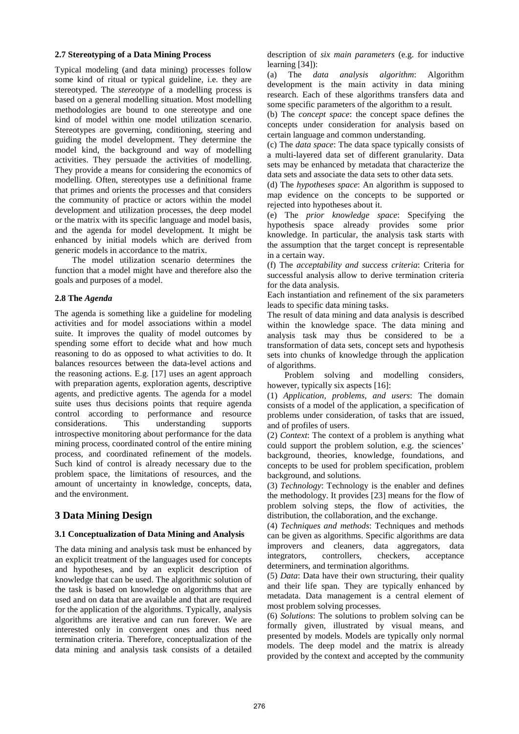### 2.7 Stereotyping of a Data Mining Process

Typical modeling (and data mining) processes follow some kind of ritual or typical guideline, i.e. they are stereotyped. The *stereotype* of a modelling process is based on a general modelling situation. Most modelling methodologies are bound to one stereotype and one kind of model within one model utilization scenario. Stereotypes are governing, conditioning, steering and guiding the model development. They determine the model kind, the background and way of modelling activities. They persuade the activities of modelling. They provide a means for considering the economics of modelling. Often, stereotypes use a definitional frame that primes and orients the processes and that considers the community of practice or actors within the model development and utilization processes, the deep model or the matrix with its specific language and model basis, and the agenda for model development. It might be enhanced by initial models which are derived from generic models in accordance to the matrix.

The model utilization scenario determines the function that a model might have and therefore also the goals and purposes of a model.

### 2.8 The *Agenda*

The agenda is something like a guideline for modeling activities and for model associations within a model suite. It improves the quality of model outcomes by spending some effort to decide what and how much reasoning to do as opposed to what activities to do. It balances resources between the data-level actions and the reasoning actions. E.g. [17] uses an agent approach with preparation agents, exploration agents, descriptive agents, and predictive agents. The agenda for a model suite uses thus decisions points that require agenda control according to performance and resource considerations. This understanding supports introspective monitoring about performance for the data mining process, coordinated control of the entire mining process, and coordinated refinement of the models. Such kind of control is already necessary due to the problem space, the limitations of resources, and the amount of uncertainty in knowledge, concepts, data, and the environment.

## 3 Data Mining Design

### 3.1 Conceptualization of Data Mining and Analysis

The data mining and analysis task must be enhanced by an explicit treatment of the languages used for concepts and hypotheses, and by an explicit description of knowledge that can be used. The algorithmic solution of the task is based on knowledge on algorithms that are used and on data that are available and that are required for the application of the algorithms. Typically, analysis algorithms are iterative and can run forever. We are interested only in convergent ones and thus need termination criteria. Therefore, conceptualization of the data mining and analysis task consists of a detailed description of *six main parameters* (e.g. for inductive learning [34]):

(a) The *data analysis algorithm*: Algorithm development is the main activity in data mining research. Each of these algorithms transfers data and some specific parameters of the algorithm to a result.

(b) The *concept space*: the concept space defines the concepts under consideration for analysis based on certain language and common understanding.

(c) The *data space*: The data space typically consists of a multi-layered data set of different granularity. Data sets may be enhanced by metadata that characterize the data sets and associate the data sets to other data sets.

(d) The *hypotheses space*: An algorithm is supposed to map evidence on the concepts to be supported or rejected into hypotheses about it.

(e) The *prior knowledge space*: Specifying the hypothesis space already provides some prior knowledge. In particular, the analysis task starts with the assumption that the target concept is representable in a certain way.

(f) The *acceptability and success criteria*: Criteria for successful analysis allow to derive termination criteria for the data analysis.

Each instantiation and refinement of the six parameters leads to specific data mining tasks.

The result of data mining and data analysis is described within the knowledge space. The data mining and analysis task may thus be considered to be a transformation of data sets, concept sets and hypothesis sets into chunks of knowledge through the application of algorithms.

Problem solving and modelling considers, however, typically six aspects [16]:

(1) *Application, problems, and users*: The domain consists of a model of the application, a specification of problems under consideration, of tasks that are issued, and of profiles of users.

(2) *Context*: The context of a problem is anything what could support the problem solution, e.g. the sciences' background, theories, knowledge, foundations, and concepts to be used for problem specification, problem background, and solutions.

(3) *Technology*: Technology is the enabler and defines the methodology. It provides [23] means for the flow of problem solving steps, the flow of activities, the distribution, the collaboration, and the exchange.

(4) *Techniques and methods*: Techniques and methods can be given as algorithms. Specific algorithms are data improvers and cleaners, data aggregators, data integrators, controllers, checkers, acceptance determiners, and termination algorithms.

(5) *Data*: Data have their own structuring, their quality and their life span. They are typically enhanced by metadata. Data management is a central element of most problem solving processes.

(6) *Solutions*: The solutions to problem solving can be formally given, illustrated by visual means, and presented by models. Models are typically only normal models. The deep model and the matrix is already provided by the context and accepted by the community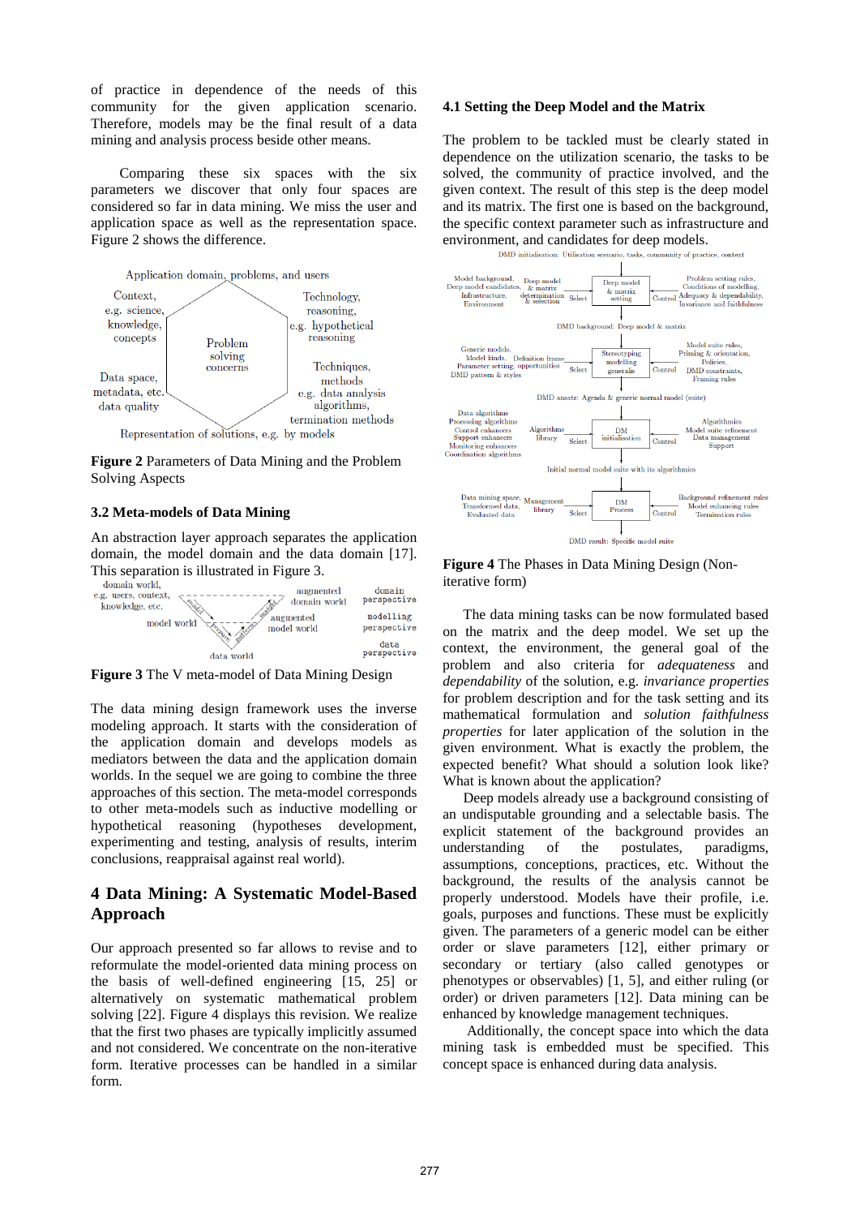of practice in dependence of the needs of this community for the given application scenario. Therefore, models may be the final result of a data mining and analysis process beside other means.

Comparing these six spaces with the six parameters we discover that only four spaces are considered so far in data mining. We miss the user and application space as well as the representation space. Figure 2 shows the difference.

**Figure 2** Parameters of Data Mining and the Problem Solving Aspects

### 3.2 Meta-models of Data Mining

An abstraction layer approach separates the application domain, the model domain and the data domain [17]. This separation is illustrated in Figure 3.

**Figure 3** The V meta-model of Data Mining Design

The data mining design framework uses the inverse modeling approach. It starts with the consideration of the application domain and develops models as mediators between the data and the application domain worlds. In the sequel we are going to combine the three approaches of this section. The meta-model corresponds to other meta-models such as inductive modelling or hypothetical reasoning (hypotheses development, experimenting and testing, analysis of results, interim conclusions, reappraisal against real world).

## 4 Data Mining: A Systematic Model-Based Approach

Our approach presented so far allows to revise and to reformulate the model-oriented data mining process on the basis of well-defined engineering [15, 25] or alternatively on systematic mathematical problem solving [22]. Figure 4 displays this revision. We realize that the first two phases are typically implicitly assumed and not considered. We concentrate on the non-iterative form. Iterative processes can be handled in a similar form.

### 4.1 Setting the Deep Model and the Matrix

The problem to be tackled must be clearly stated in dependence on the utilization scenario, the tasks to be solved, the community of practice involved, and the given context. The result of this step is the deep model and its matrix. The first one is based on the background, the specific context parameter such as infrastructure and environment, and candidates for deep models.

**Figure 4** The Phases in Data Mining Design (Non-iterative form)

The data mining tasks can be now formulated based on the matrix and the deep model. We set up the context, the environment, the general goal of the problem and also criteria for *adequateness* and *dependability* of the solution, e.g. *invariance properties* for problem description and for the task setting and its mathematical formulation and *solution faithfulness properties* for later application of the solution in the given environment. What is exactly the problem, the expected benefit? What should a solution look like? What is known about the application?

Deep models already use a background consisting of an undisputable grounding and a selectable basis. The explicit statement of the background provides an understanding of the postulates, paradigms, assumptions, conceptions, practices, etc. Without the background, the results of the analysis cannot be properly understood. Models have their profile, i.e. goals, purposes and functions. These must be explicitly given. The parameters of a generic model can be either order or slave parameters [12], either primary or secondary or tertiary (also called genotypes or phenotypes or observables) [1, 5], and either ruling (or order) or driven parameters [12]. Data mining can be enhanced by knowledge management techniques.

Additionally, the concept space into which the data mining task is embedded must be specified. This concept space is enhanced during data analysis.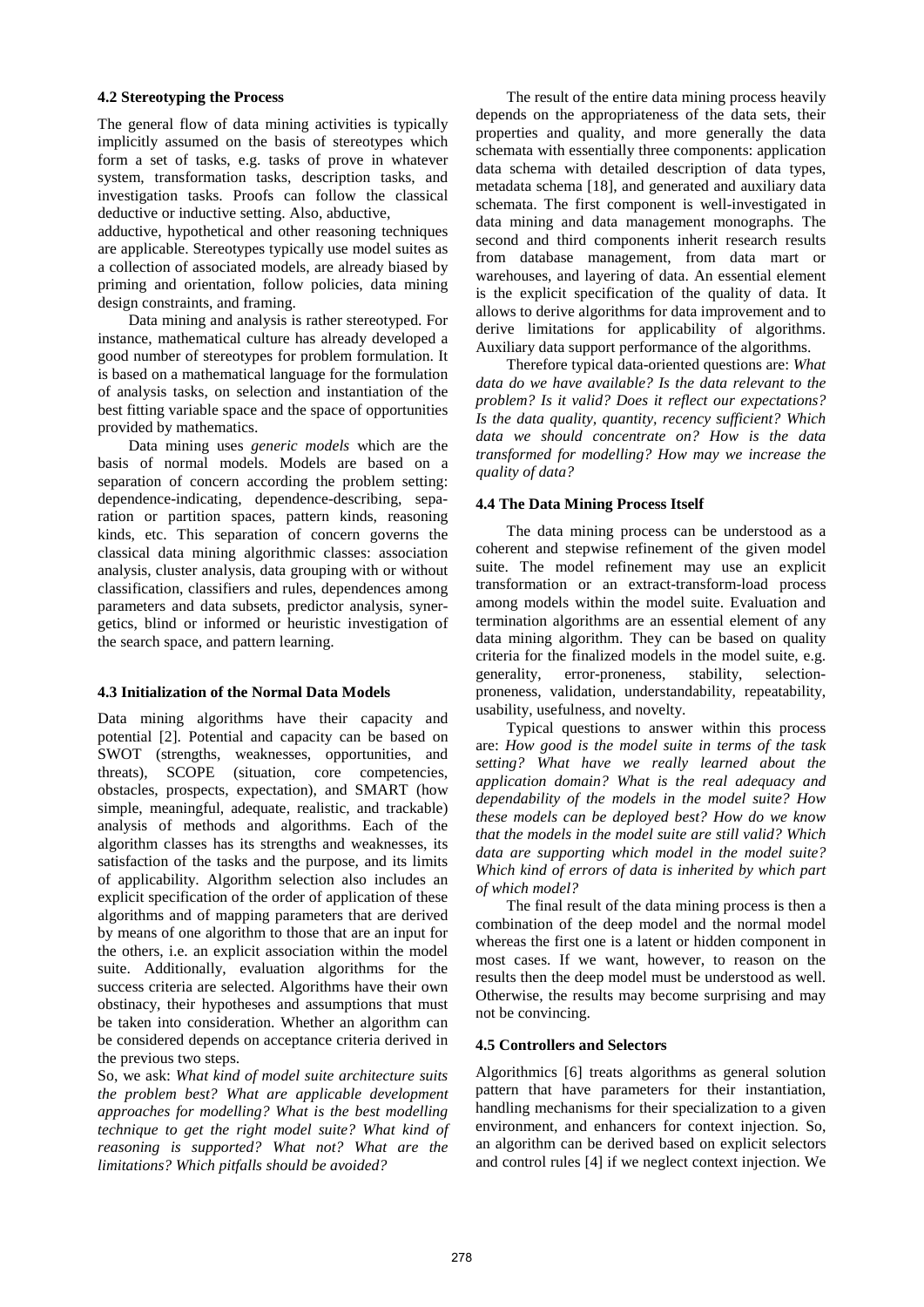### 4.2 Stereotyping the Process

The general flow of data mining activities is typically implicitly assumed on the basis of stereotypes which form a set of tasks, e.g. tasks of prove in whatever system, transformation tasks, description tasks, and investigation tasks. Proofs can follow the classical deductive or inductive setting. Also, abductive, adductive, hypothetical and other reasoning techniques are applicable. Stereotypes typically use model suites as a collection of associated models, are already biased by priming and orientation, follow policies, data mining design constraints, and framing.

Data mining and analysis is rather stereotyped. For instance, mathematical culture has already developed a good number of stereotypes for problem formulation. It is based on a mathematical language for the formulation of analysis tasks, on selection and instantiation of the best fitting variable space and the space of opportunities provided by mathematics.

Data mining uses *generic models* which are the basis of normal models. Models are based on a separation of concern according the problem setting: dependence-indicating, dependence-describing, separation or partition spaces, pattern kinds, reasoning kinds, etc. This separation of concern governs the classical data mining algorithmic classes: association analysis, cluster analysis, data grouping with or without classification, classifiers and rules, dependences among parameters and data subsets, predictor analysis, synergetics, blind or informed or heuristic investigation of the search space, and pattern learning.

### 4.3 Initialization of the Normal Data Models

Data mining algorithms have their capacity and potential [2]. Potential and capacity can be based on SWOT (strengths, weaknesses, opportunities, and threats), SCOPE (situation, core competencies, obstacles, prospects, expectation), and SMART (how simple, meaningful, adequate, realistic, and trackable) analysis of methods and algorithms. Each of the algorithm classes has its strengths and weaknesses, its satisfaction of the tasks and the purpose, and its limits of applicability. Algorithm selection also includes an explicit specification of the order of application of these algorithms and of mapping parameters that are derived by means of one algorithm to those that are an input for the others, i.e. an explicit association within the model suite. Additionally, evaluation algorithms for the success criteria are selected. Algorithms have their own obstinacy, their hypotheses and assumptions that must be taken into consideration. Whether an algorithm can be considered depends on acceptance criteria derived in the previous two steps.

So, we ask: *What kind of model suite architecture suits the problem best? What are applicable development approaches for modelling? What is the best modelling technique to get the right model suite? What kind of reasoning is supported? What not? What are the limitations? Which pitfalls should be avoided?*

The result of the entire data mining process heavily depends on the appropriateness of the data sets, their properties and quality, and more generally the data schemata with essentially three components: application data schema with detailed description of data types, metadata schema [18], and generated and auxiliary data schemata. The first component is well-investigated in data mining and data management monographs. The second and third components inherit research results from database management, from data mart or warehouses, and layering of data. An essential element is the explicit specification of the quality of data. It allows to derive algorithms for data improvement and to derive limitations for applicability of algorithms. Auxiliary data support performance of the algorithms.

Therefore typical data-oriented questions are: *What data do we have available? Is the data relevant to the problem? Is it valid? Does it reflect our expectations? Is the data quality, quantity, recency sufficient? Which data we should concentrate on? How is the data transformed for modelling? How may we increase the quality of data?*

### 4.4 The Data Mining Process Itself

The data mining process can be understood as a coherent and stepwise refinement of the given model suite. The model refinement may use an explicit transformation or an extract-transform-load process among models within the model suite. Evaluation and termination algorithms are an essential element of any data mining algorithm. They can be based on quality criteria for the finalized models in the model suite, e.g. generality, error-proneness, stability, selection-proneness, validation, understandability, repeatability, usability, usefulness, and novelty.

Typical questions to answer within this process are: *How good is the model suite in terms of the task setting? What have we really learned about the application domain? What is the real adequacy and dependability of the models in the model suite? How these models can be deployed best? How do we know that the models in the model suite are still valid? Which data are supporting which model in the model suite? Which kind of errors of data is inherited by which part of which model?*

The final result of the data mining process is then a combination of the deep model and the normal model whereas the first one is a latent or hidden component in most cases. If we want, however, to reason on the results then the deep model must be understood as well. Otherwise, the results may become surprising and may not be convincing.

### 4.5 Controllers and Selectors

Algorithmics [6] treats algorithms as general solution pattern that have parameters for their instantiation, handling mechanisms for their specialization to a given environment, and enhancers for context injection. So, an algorithm can be derived based on explicit selectors and control rules [4] if we neglect context injection. We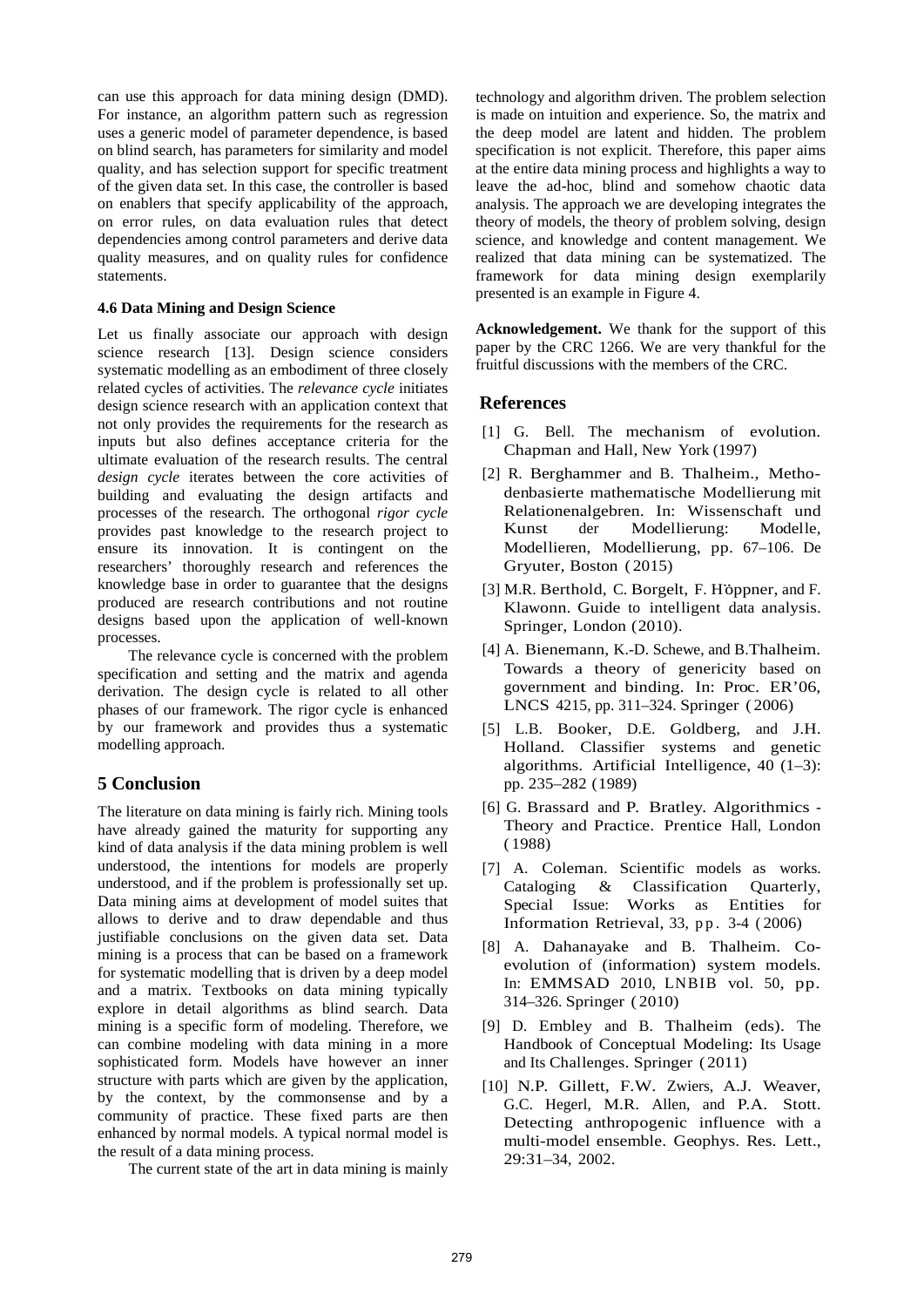can use this approach for data mining design (DMD). For instance, an algorithm pattern such as regression uses a generic model of parameter dependence, is based on blind search, has parameters for similarity and model quality, and has selection support for specific treatment of the given data set. In this case, the controller is based on enablers that specify applicability of the approach, on error rules, on data evaluation rules that detect dependencies among control parameters and derive data quality measures, and on quality rules for confidence statements.

### 4.6 Data Mining and Design Science

Let us finally associate our approach with design science research [13]. Design science considers systematic modelling as an embodiment of three closely related cycles of activities. The *relevance cycle* initiates design science research with an application context that not only provides the requirements for the research as inputs but also defines acceptance criteria for the ultimate evaluation of the research results. The central *design cycle* iterates between the core activities of building and evaluating the design artifacts and processes of the research. The orthogonal *rigor cycle* provides past knowledge to the research project to ensure its innovation. It is contingent on the researchers' thoroughly research and references the knowledge base in order to guarantee that the designs produced are research contributions and not routine designs based upon the application of well-known processes.

The relevance cycle is concerned with the problem specification and setting and the matrix and agenda derivation. The design cycle is related to all other phases of our framework. The rigor cycle is enhanced by our framework and provides thus a systematic modelling approach.

## 5 Conclusion

The literature on data mining is fairly rich. Mining tools have already gained the maturity for supporting any kind of data analysis if the data mining problem is well understood, the intentions for models are properly understood, and if the problem is professionally set up. Data mining aims at development of model suites that allows to derive and to draw dependable and thus justifiable conclusions on the given data set. Data mining is a process that can be based on a framework for systematic modelling that is driven by a deep model and a matrix. Textbooks on data mining typically explore in detail algorithms as blind search. Data mining is a specific form of modeling. Therefore, we can combine modeling with data mining in a more sophisticated form. Models have however an inner structure with parts which are given by the application, by the context, by the commonsense and by a community of practice. These fixed parts are then enhanced by normal models. A typical normal model is the result of a data mining process.

The current state of the art in data mining is mainly technology and algorithm driven. The problem selection is made on intuition and experience. So, the matrix and the deep model are latent and hidden. The problem specification is not explicit. Therefore, this paper aims at the entire data mining process and highlights a way to leave the ad-hoc, blind and somehow chaotic data analysis. The approach we are developing integrates the theory of models, the theory of problem solving, design science, and knowledge and content management. We realized that data mining can be systematized. The framework for data mining design exemplarily presented is an example in Figure 4.

**Acknowledgement.** We thank for the support of this paper by the CRC 1266. We are very thankful for the fruitful discussions with the members of the CRC.

## References

[1] G. Bell. The mechanism of evolution. Chapman and Hall, New York (1997)

[2] R. Berghammer and B. Thalheim., Methodenbasierte mathematische Modellierung mit Relationenalgebren. In: Wissenschaft und Kunst der Modellierung: Modelle, Modellieren, Modellierung, pp. 67–106. De Gryuter, Boston (2015)

[3] M.R. Berthold, C. Borgelt, F. Höppner, and F. Klawonn. Guide to intelligent data analysis. Springer, London (2010).

[4] A. Bienemann, K.-D. Schewe, and B.Thalheim. Towards a theory of genericity based on government and binding. In: Proc. ER'06, LNCS 4215, pp. 311–324. Springer (2006)

[5] L.B. Booker, D.E. Goldberg, and J.H. Holland. Classifier systems and genetic algorithms. Artificial Intelligence, 40 (1–3): pp. 235–282 (1989)

[6] G. Brassard and P. Bratley. Algorithmics - Theory and Practice. Prentice Hall, London (1988)

[7] A. Coleman. Scientific models as works. Cataloging & Classification Quarterly, Special Issue: Works as Entities for Information Retrieval, 33, pp. 3-4 (2006)

[8] A. Dahanayake and B. Thalheim. Co-evolution of (information) system models. In: EMMSAD 2010, LNBIB vol. 50, pp. 314–326. Springer (2010)

[9] D. Embley and B. Thalheim (eds). The Handbook of Conceptual Modeling: Its Usage and Its Challenges. Springer (2011)

[10] N.P. Gillett, F.W. Zwiers, A.J. Weaver, G.C. Hegerl, M.R. Allen, and P.A. Stott. Detecting anthropogenic influence with a multi-model ensemble. Geophys. Res. Lett., 29:31–34, 2002.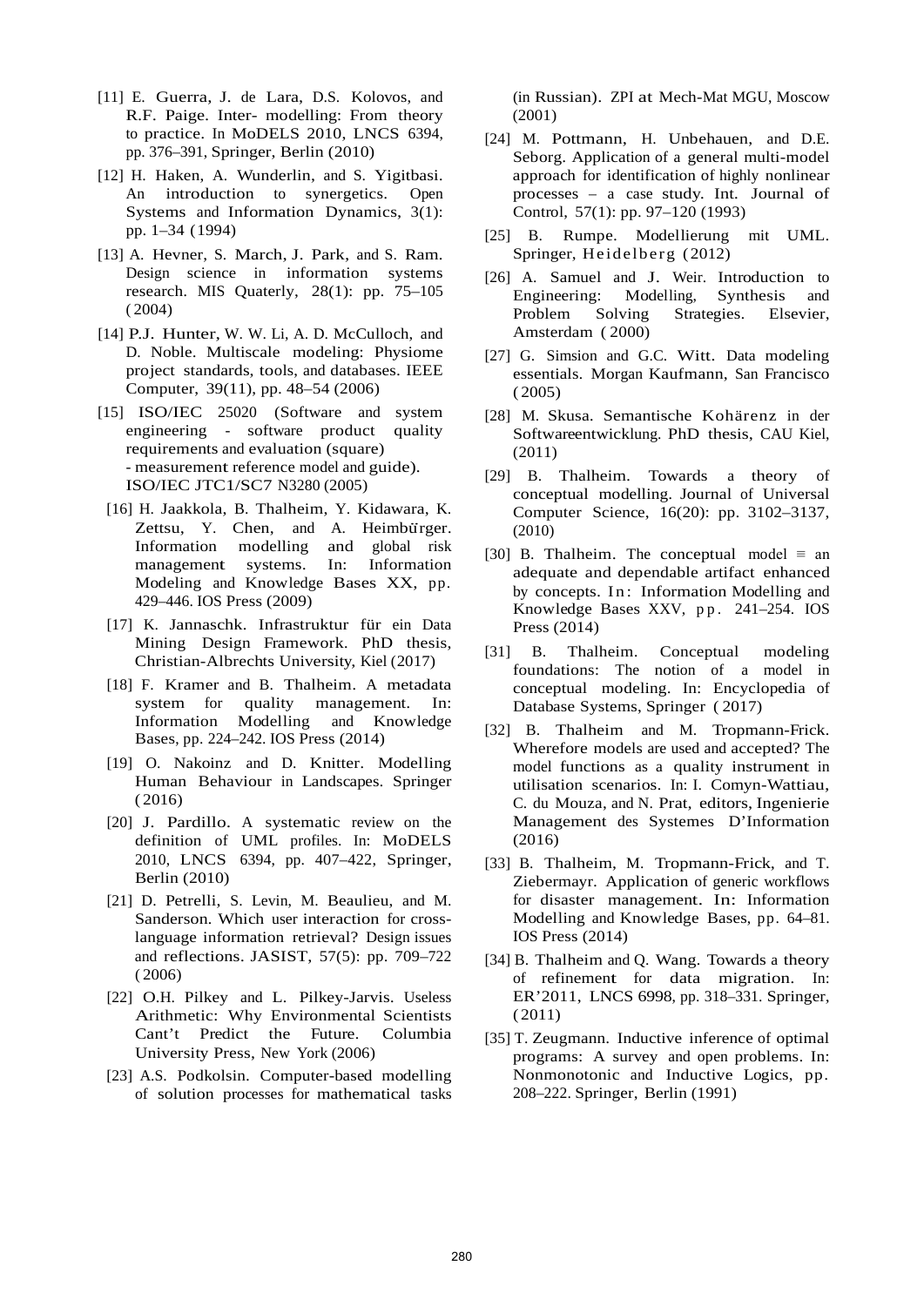[11] E. Guerra, J. de Lara, D.S. Kolovos, and R.F. Paige. Inter- modelling: From theory to practice. In MoDELS 2010, LNCS 6394, pp. 376–391, Springer, Berlin (2010)

[12] H. Haken, A. Wunderlin, and S. Yigitbasi. An introduction to synergetics. Open Systems and Information Dynamics, 3(1): pp. 1–34 (1994)

[13] A. Hevner, S. March, J. Park, and S. Ram. Design science in information systems research. MIS Quaterly, 28(1): pp. 75–105 (2004)

[14] P.J. Hunter, W. W. Li, A. D. McCulloch, and D. Noble. Multiscale modeling: Physiome project standards, tools, and databases. IEEE Computer, 39(11), pp. 48–54 (2006)

[15] ISO/IEC 25020 (Software and system engineering - software product quality requirements and evaluation (square) - measurement reference model and guide). ISO/IEC JTC1/SC7 N3280 (2005)

[16] H. Jaakkola, B. Thalheim, Y. Kidawara, K. Zettsu, Y. Chen, and A. Heimbürger. Information modelling and global risk management systems. In: Information Modeling and Knowledge Bases XX, pp. 429–446. IOS Press (2009)

[17] K. Jannaschk. Infrastruktur für ein Data Mining Design Framework. PhD thesis, Christian-Albrechts University, Kiel (2017)

[18] F. Kramer and B. Thalheim. A metadata system for quality management. In: Information Modelling and Knowledge Bases, pp. 224–242. IOS Press (2014)

[19] O. Nakoinz and D. Knitter. Modelling Human Behaviour in Landscapes. Springer (2016)

[20] J. Pardillo. A systematic review on the definition of UML profiles. In: MoDELS 2010, LNCS 6394, pp. 407–422, Springer, Berlin (2010)

[21] D. Petrelli, S. Levin, M. Beaulieu, and M. Sanderson. Which user interaction for cross-language information retrieval? Design issues and reflections. JASIST, 57(5): pp. 709–722 (2006)

[22] O.H. Pilkey and L. Pilkey-Jarvis. Useless Arithmetic: Why Environmental Scientists Cant't Predict the Future. Columbia University Press, New York (2006)

[23] A.S. Podkolsin. Computer-based modelling of solution processes for mathematical tasks (in Russian). ZPI at Mech-Mat MGU, Moscow (2001)

[24] M. Pottmann, H. Unbehauen, and D.E. Seborg. Application of a general multi-model approach for identification of highly nonlinear processes – a case study. Int. Journal of Control, 57(1): pp. 97–120 (1993)

[25] B. Rumpe. Modellierung mit UML. Springer, Heidelberg (2012)

[26] A. Samuel and J. Weir. Introduction to Engineering: Modelling, Synthesis and Problem Solving Strategies. Elsevier, Amsterdam (2000)

[27] G. Simsion and G.C. Witt. Data modeling essentials. Morgan Kaufmann, San Francisco (2005)

[28] M. Skusa. Semantische Kohärenz in der Softwareentwicklung. PhD thesis, CAU Kiel, (2011)

[29] B. Thalheim. Towards a theory of conceptual modelling. Journal of Universal Computer Science, 16(20): pp. 3102–3137, (2010)

[30] B. Thalheim. The conceptual model ≡ an adequate and dependable artifact enhanced by concepts. In: Information Modelling and Knowledge Bases XXV, pp. 241–254. IOS Press (2014)

[31] B. Thalheim. Conceptual modeling foundations: The notion of a model in conceptual modeling. In: Encyclopedia of Database Systems, Springer (2017)

[32] B. Thalheim and M. Tropmann-Frick. Wherefore models are used and accepted? The model functions as a quality instrument in utilisation scenarios. In: I. Comyn-Wattiau, C. du Mouza, and N. Prat, editors, Ingenierie Management des Systemes D'Information (2016)

[33] B. Thalheim, M. Tropmann-Frick, and T. Ziebermayr. Application of generic workflows for disaster management. In: Information Modelling and Knowledge Bases, pp. 64–81. IOS Press (2014)

[34] B. Thalheim and Q. Wang. Towards a theory of refinement for data migration. In: ER'2011, LNCS 6998, pp. 318–331. Springer, (2011)

[35] T. Zeugmann. Inductive inference of optimal programs: A survey and open problems. In: Nonmonotonic and Inductive Logics, pp. 208–222. Springer, Berlin (1991)